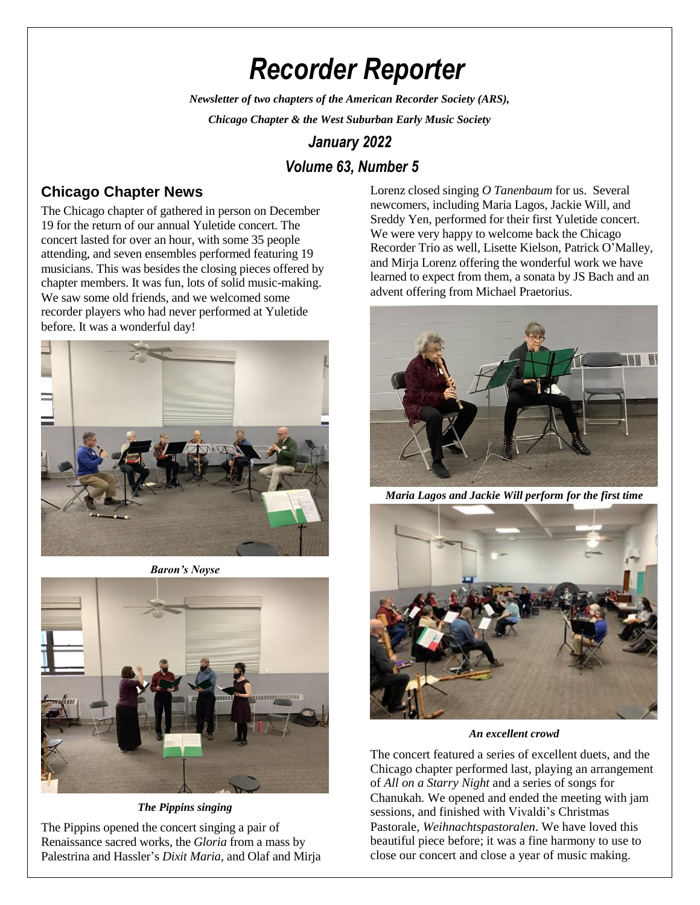# Recorder Reporter

***Newsletter of two chapters of the American Recorder Society (ARS),***

***Chicago Chapter & the West Suburban Early Music Society***

***January 2022***

***Volume 63, Number 5***

## Chicago Chapter News

The Chicago chapter of gathered in person on December 19 for the return of our annual Yuletide concert. The concert lasted for over an hour, with some 35 people attending, and seven ensembles performed featuring 19 musicians. This was besides the closing pieces offered by chapter members. It was fun, lots of solid music-making. We saw some old friends, and we welcomed some recorder players who had never performed at Yuletide before. It was a wonderful day!

***Baron's Noyse***

***The Pippins singing***

The Pippins opened the concert singing a pair of Renaissance sacred works, the *Gloria* from a mass by Palestrina and Hassler's *Dixit Maria*, and Olaf and Mirja Lorenz closed singing *O Tanenbaum* for us. Several newcomers, including Maria Lagos, Jackie Will, and Sreddy Yen, performed for their first Yuletide concert. We were very happy to welcome back the Chicago Recorder Trio as well, Lisette Kielson, Patrick O'Malley, and Mirja Lorenz offering the wonderful work we have learned to expect from them, a sonata by JS Bach and an advent offering from Michael Praetorius.

***Maria Lagos and Jackie Will perform for the first time***

***An excellent crowd***

The concert featured a series of excellent duets, and the Chicago chapter performed last, playing an arrangement of *All on a Starry Night* and a series of songs for Chanukah. We opened and ended the meeting with jam sessions, and finished with Vivaldi's Christmas Pastorale, *Weihnachtspastoralen*. We have loved this beautiful piece before; it was a fine harmony to use to close our concert and close a year of music making.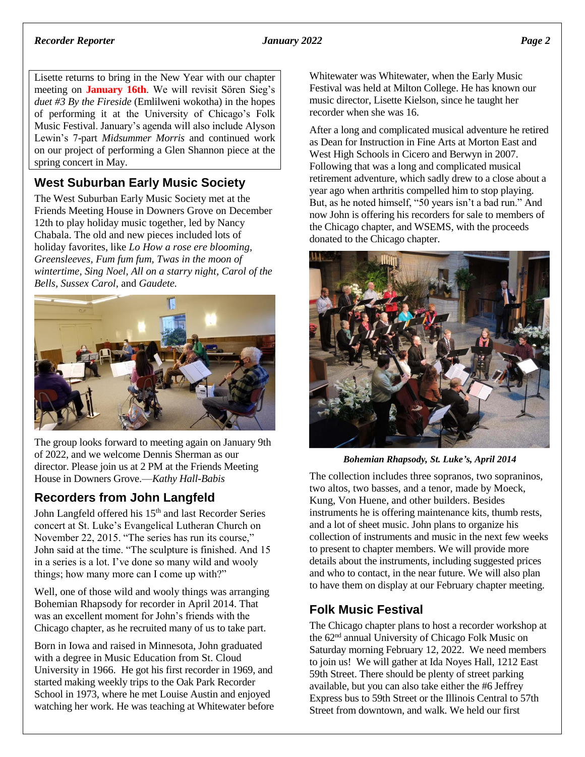Lisette returns to bring in the New Year with our chapter meeting on **January 16th**. We will revisit Sören Sieg's *duet #3 By the Fireside* (Emlilweni wokotha) in the hopes of performing it at the University of Chicago's Folk Music Festival. January's agenda will also include Alyson Lewin's 7-part *Midsummer Morris* and continued work on our project of performing a Glen Shannon piece at the spring concert in May.

## West Suburban Early Music Society

The West Suburban Early Music Society met at the Friends Meeting House in Downers Grove on December 12th to play holiday music together, led by Nancy Chabala. The old and new pieces included lots of holiday favorites, like *Lo How a rose ere blooming, Greensleeves, Fum fum fum, Twas in the moon of wintertime, Sing Noel, All on a starry night, Carol of the Bells, Sussex Carol,* and *Gaudete.*

The group looks forward to meeting again on January 9th of 2022, and we welcome Dennis Sherman as our director. Please join us at 2 PM at the Friends Meeting House in Downers Grove.—*Kathy Hall-Babis*

## Recorders from John Langfeld

John Langfeld offered his 15th and last Recorder Series concert at St. Luke's Evangelical Lutheran Church on November 22, 2015. "The series has run its course," John said at the time. "The sculpture is finished. And 15 in a series is a lot. I've done so many wild and wooly things; how many more can I come up with?"

Well, one of those wild and wooly things was arranging Bohemian Rhapsody for recorder in April 2014. That was an excellent moment for John's friends with the Chicago chapter, as he recruited many of us to take part.

Born in Iowa and raised in Minnesota, John graduated with a degree in Music Education from St. Cloud University in 1966. He got his first recorder in 1969, and started making weekly trips to the Oak Park Recorder School in 1973, where he met Louise Austin and enjoyed watching her work. He was teaching at Whitewater before Whitewater was Whitewater, when the Early Music Festival was held at Milton College. He has known our music director, Lisette Kielson, since he taught her recorder when she was 16.

After a long and complicated musical adventure he retired as Dean for Instruction in Fine Arts at Morton East and West High Schools in Cicero and Berwyn in 2007. Following that was a long and complicated musical retirement adventure, which sadly drew to a close about a year ago when arthritis compelled him to stop playing. But, as he noted himself, "50 years isn't a bad run." And now John is offering his recorders for sale to members of the Chicago chapter, and WSEMS, with the proceeds donated to the Chicago chapter.

***Bohemian Rhapsody, St. Luke's, April 2014***

The collection includes three sopranos, two sopraninos, two altos, two basses, and a tenor, made by Moeck, Kung, Von Huene, and other builders. Besides instruments he is offering maintenance kits, thumb rests, and a lot of sheet music. John plans to organize his collection of instruments and music in the next few weeks to present to chapter members. We will provide more details about the instruments, including suggested prices and who to contact, in the near future. We will also plan to have them on display at our February chapter meeting.

## Folk Music Festival

The Chicago chapter plans to host a recorder workshop at the 62nd annual University of Chicago Folk Music on Saturday morning February 12, 2022. We need members to join us! We will gather at Ida Noyes Hall, 1212 East 59th Street. There should be plenty of street parking available, but you can also take either the #6 Jeffrey Express bus to 59th Street or the Illinois Central to 57th Street from downtown, and walk. We held our first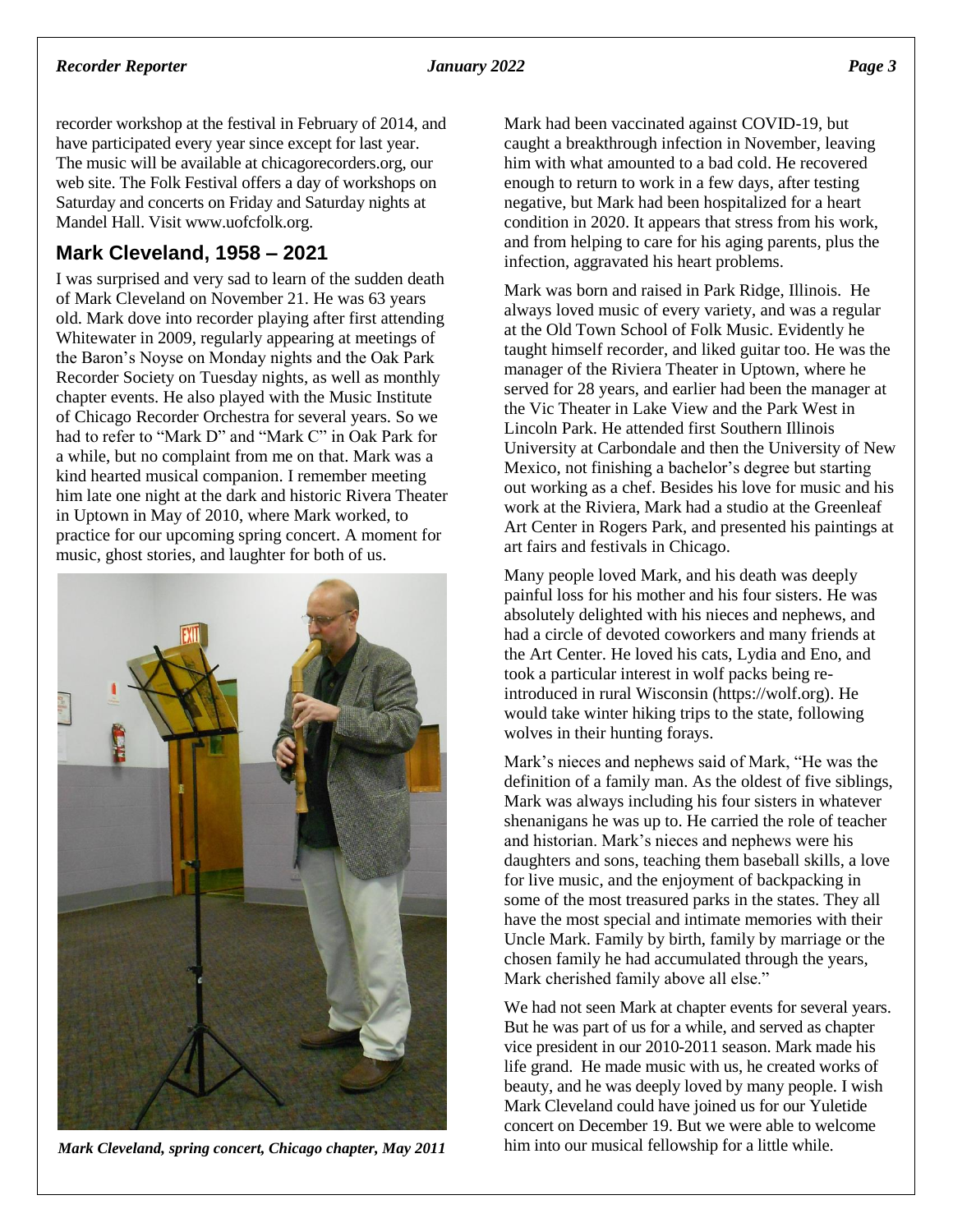recorder workshop at the festival in February of 2014, and have participated every year since except for last year. The music will be available at chicagorecorders.org, our web site. The Folk Festival offers a day of workshops on Saturday and concerts on Friday and Saturday nights at Mandel Hall. Visit www.uofcfolk.org.

## Mark Cleveland, 1958 – 2021

I was surprised and very sad to learn of the sudden death of Mark Cleveland on November 21. He was 63 years old. Mark dove into recorder playing after first attending Whitewater in 2009, regularly appearing at meetings of the Baron's Noyse on Monday nights and the Oak Park Recorder Society on Tuesday nights, as well as monthly chapter events. He also played with the Music Institute of Chicago Recorder Orchestra for several years. So we had to refer to "Mark D" and "Mark C" in Oak Park for a while, but no complaint from me on that. Mark was a kind hearted musical companion. I remember meeting him late one night at the dark and historic Rivera Theater in Uptown in May of 2010, where Mark worked, to practice for our upcoming spring concert. A moment for music, ghost stories, and laughter for both of us.

*Mark Cleveland, spring concert, Chicago chapter, May 2011*

Mark had been vaccinated against COVID-19, but caught a breakthrough infection in November, leaving him with what amounted to a bad cold. He recovered enough to return to work in a few days, after testing negative, but Mark had been hospitalized for a heart condition in 2020. It appears that stress from his work, and from helping to care for his aging parents, plus the infection, aggravated his heart problems.

Mark was born and raised in Park Ridge, Illinois. He always loved music of every variety, and was a regular at the Old Town School of Folk Music. Evidently he taught himself recorder, and liked guitar too. He was the manager of the Riviera Theater in Uptown, where he served for 28 years, and earlier had been the manager at the Vic Theater in Lake View and the Park West in Lincoln Park. He attended first Southern Illinois University at Carbondale and then the University of New Mexico, not finishing a bachelor's degree but starting out working as a chef. Besides his love for music and his work at the Riviera, Mark had a studio at the Greenleaf Art Center in Rogers Park, and presented his paintings at art fairs and festivals in Chicago.

Many people loved Mark, and his death was deeply painful loss for his mother and his four sisters. He was absolutely delighted with his nieces and nephews, and had a circle of devoted coworkers and many friends at the Art Center. He loved his cats, Lydia and Eno, and took a particular interest in wolf packs being re-introduced in rural Wisconsin (https://wolf.org). He would take winter hiking trips to the state, following wolves in their hunting forays.

Mark's nieces and nephews said of Mark, "He was the definition of a family man. As the oldest of five siblings, Mark was always including his four sisters in whatever shenanigans he was up to. He carried the role of teacher and historian. Mark's nieces and nephews were his daughters and sons, teaching them baseball skills, a love for live music, and the enjoyment of backpacking in some of the most treasured parks in the states. They all have the most special and intimate memories with their Uncle Mark. Family by birth, family by marriage or the chosen family he had accumulated through the years, Mark cherished family above all else."

We had not seen Mark at chapter events for several years. But he was part of us for a while, and served as chapter vice president in our 2010-2011 season. Mark made his life grand. He made music with us, he created works of beauty, and he was deeply loved by many people. I wish Mark Cleveland could have joined us for our Yuletide concert on December 19. But we were able to welcome him into our musical fellowship for a little while.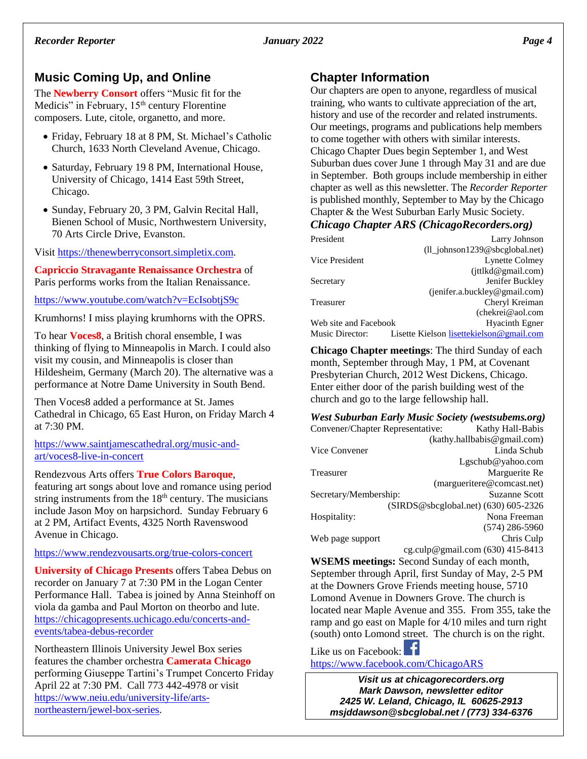## Music Coming Up, and Online

The **Newberry Consort** offers "Music fit for the Medicis" in February, 15th century Florentine composers. Lute, citole, organetto, and more.

- Friday, February 18 at 8 PM, St. Michael's Catholic Church, 1633 North Cleveland Avenue, Chicago.
- Saturday, February 19 8 PM, International House, University of Chicago, 1414 East 59th Street, Chicago.
- Sunday, February 20, 3 PM, Galvin Recital Hall, Bienen School of Music, Northwestern University, 70 Arts Circle Drive, Evanston.

Visit https://thenewberryconsort.simpletix.com.

**Capriccio Stravagante Renaissance Orchestra** of Paris performs works from the Italian Renaissance.

https://www.youtube.com/watch?v=EcIsobtjS9c

Krumhorns! I miss playing krumhorns with the OPRS.

To hear **Voces8**, a British choral ensemble, I was thinking of flying to Minneapolis in March. I could also visit my cousin, and Minneapolis is closer than Hildesheim, Germany (March 20). The alternative was a performance at Notre Dame University in South Bend.

Then Voces8 added a performance at St. James Cathedral in Chicago, 65 East Huron, on Friday March 4 at 7:30 PM.

https://www.saintjamescathedral.org/music-and-art/voces8-live-in-concert

Rendezvous Arts offers **True Colors Baroque**, featuring art songs about love and romance using period string instruments from the 18th century. The musicians include Jason Moy on harpsichord. Sunday February 6 at 2 PM, Artifact Events, 4325 North Ravenswood Avenue in Chicago.

https://www.rendezvousarts.org/true-colors-concert

**University of Chicago Presents** offers Tabea Debus on recorder on January 7 at 7:30 PM in the Logan Center Performance Hall. Tabea is joined by Anna Steinhoff on viola da gamba and Paul Morton on theorbo and lute. https://chicagopresents.uchicago.edu/concerts-and-events/tabea-debus-recorder

Northeastern Illinois University Jewel Box series features the chamber orchestra **Camerata Chicago** performing Giuseppe Tartini's Trumpet Concerto Friday April 22 at 7:30 PM. Call 773 442-4978 or visit https://www.neiu.edu/university-life/arts-northeastern/jewel-box-series.

## Chapter Information

Our chapters are open to anyone, regardless of musical training, who wants to cultivate appreciation of the art, history and use of the recorder and related instruments. Our meetings, programs and publications help members to come together with others with similar interests. Chicago Chapter Dues begin September 1, and West Suburban dues cover June 1 through May 31 and are due in September. Both groups include membership in either chapter as well as this newsletter. The *Recorder Reporter* is published monthly, September to May by the Chicago Chapter & the West Suburban Early Music Society.

### *Chicago Chapter ARS (ChicagoRecorders.org)*

| | |
|---|---|
| President | Larry Johnson (ll_johnson1239@sbcglobal.net) |
| Vice President | Lynette Colmey (jttlkd@gmail.com) |
| Secretary | Jenifer Buckley (jenifer.a.buckley@gmail.com) |
| Treasurer | Cheryl Kreiman (chekrei@aol.com |
| Web site and Facebook | Hyacinth Egner |
| Music Director: | Lisette Kielson lisettekielson@gmail.com |

**Chicago Chapter meetings**: The third Sunday of each month, September through May, 1 PM, at Covenant Presbyterian Church, 2012 West Dickens, Chicago. Enter either door of the parish building west of the church and go to the large fellowship hall.

### *West Suburban Early Music Society (westsubems.org)*

| | |
|---|---|
| Convener/Chapter Representative: | Kathy Hall-Babis (kathy.hallbabis@gmail.com) |
| Vice Convener | Linda Schub Lgschub@yahoo.com |
| Treasurer | Marguerite Re (margueritere@comcast.net) |
| Secretary/Membership: | Suzanne Scott (SIRDS@sbcglobal.net) (630) 605-2326 |
| Hospitality: | Nona Freeman (574) 286-5960 |
| Web page support | Chris Culp cg.culp@gmail.com (630) 415-8413 |

**WSEMS meetings:** Second Sunday of each month, September through April, first Sunday of May, 2-5 PM at the Downers Grove Friends meeting house, 5710 Lomond Avenue in Downers Grove. The church is located near Maple Avenue and 355. From 355, take the ramp and go east on Maple for 4/10 miles and turn right (south) onto Lomond street. The church is on the right.

Like us on Facebook:
https://www.facebook.com/ChicagoARS

***Visit us at chicagorecorders.org***
***Mark Dawson, newsletter editor***
***2425 W. Leland, Chicago, IL 60625-2913***
***msjddawson@sbcglobal.net / (773) 334-6376***